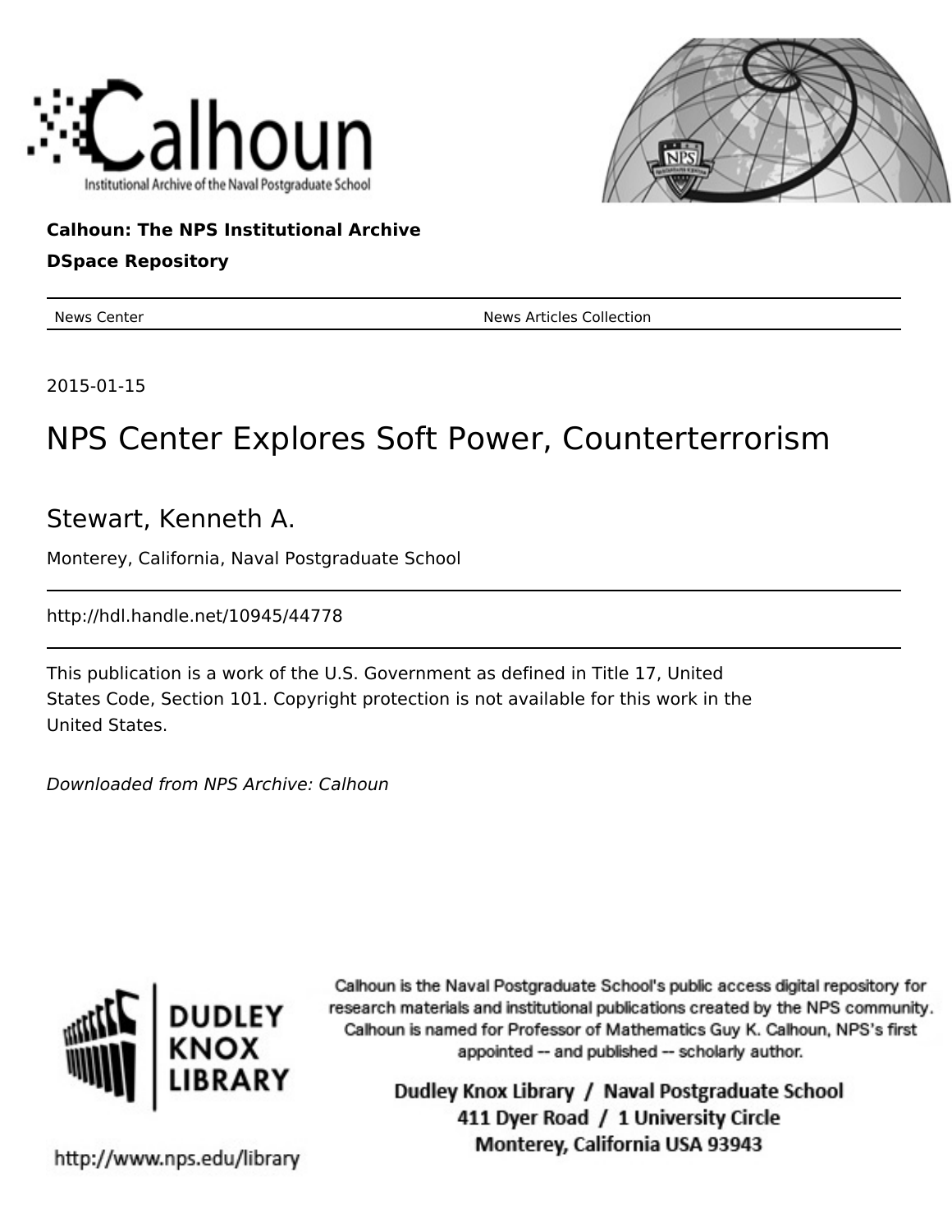Calhoun

Institutional Archive of the Naval Postgraduate School

**Calhoun: The NPS Institutional Archive**

**DSpace Repository**

News Center — News Articles Collection

2015-01-15

# NPS Center Explores Soft Power, Counterterrorism

## Stewart, Kenneth A.

Monterey, California, Naval Postgraduate School

http://hdl.handle.net/10945/44778

This publication is a work of the U.S. Government as defined in Title 17, United States Code, Section 101. Copyright protection is not available for this work in the United States.

*Downloaded from NPS Archive: Calhoun*

DUDLEY KNOX LIBRARY

Calhoun is the Naval Postgraduate School's public access digital repository for research materials and institutional publications created by the NPS community. Calhoun is named for Professor of Mathematics Guy K. Calhoun, NPS's first appointed -- and published -- scholarly author.

Dudley Knox Library / Naval Postgraduate School
411 Dyer Road / 1 University Circle
Monterey, California USA 93943

http://www.nps.edu/library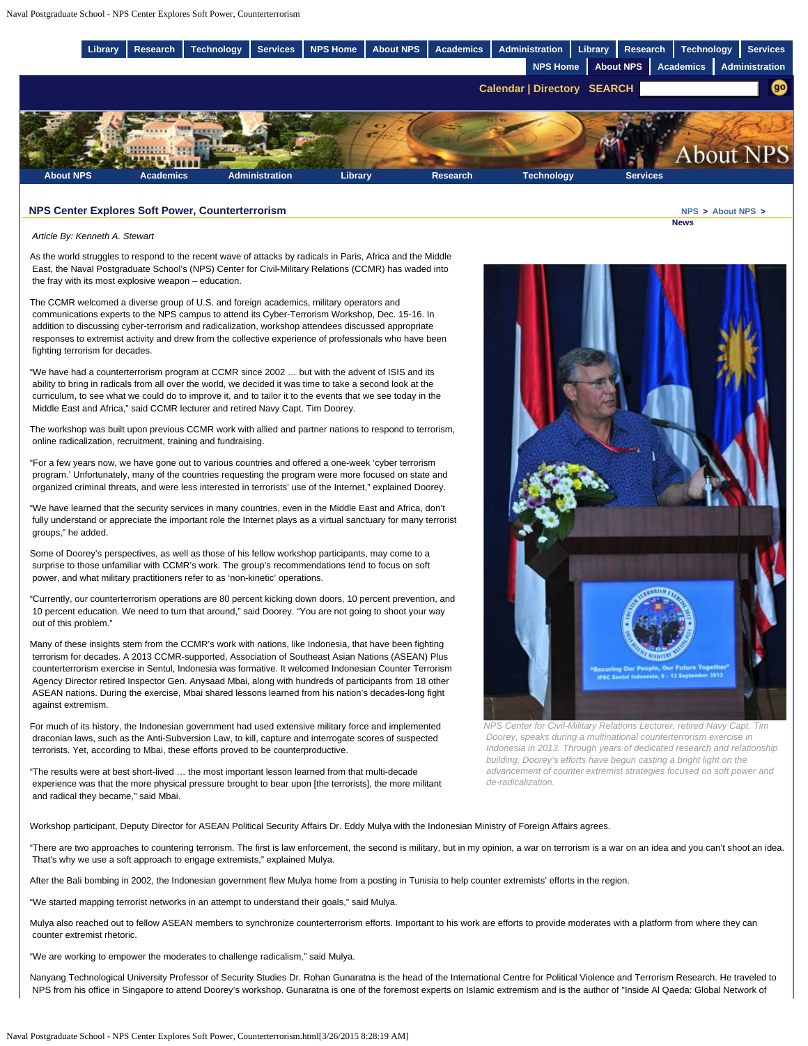## NPS Center Explores Soft Power, Counterterrorism

*Article By: Kenneth A. Stewart*

As the world struggles to respond to the recent wave of attacks by radicals in Paris, Africa and the Middle East, the Naval Postgraduate School's (NPS) Center for Civil-Military Relations (CCMR) has waded into the fray with its most explosive weapon – education.

The CCMR welcomed a diverse group of U.S. and foreign academics, military operators and communications experts to the NPS campus to attend its Cyber-Terrorism Workshop, Dec. 15-16. In addition to discussing cyber-terrorism and radicalization, workshop attendees discussed appropriate responses to extremist activity and drew from the collective experience of professionals who have been fighting terrorism for decades.

"We have had a counterterrorism program at CCMR since 2002 … but with the advent of ISIS and its ability to bring in radicals from all over the world, we decided it was time to take a second look at the curriculum, to see what we could do to improve it, and to tailor it to the events that we see today in the Middle East and Africa," said CCMR lecturer and retired Navy Capt. Tim Doorey.

The workshop was built upon previous CCMR work with allied and partner nations to respond to terrorism, online radicalization, recruitment, training and fundraising.

"For a few years now, we have gone out to various countries and offered a one-week 'cyber terrorism program.' Unfortunately, many of the countries requesting the program were more focused on state and organized criminal threats, and were less interested in terrorists' use of the Internet," explained Doorey.

"We have learned that the security services in many countries, even in the Middle East and Africa, don't fully understand or appreciate the important role the Internet plays as a virtual sanctuary for many terrorist groups," he added.

Some of Doorey's perspectives, as well as those of his fellow workshop participants, may come to a surprise to those unfamiliar with CCMR's work. The group's recommendations tend to focus on soft power, and what military practitioners refer to as 'non-kinetic' operations.

"Currently, our counterterrorism operations are 80 percent kicking down doors, 10 percent prevention, and 10 percent education. We need to turn that around," said Doorey. "You are not going to shoot your way out of this problem."

Many of these insights stem from the CCMR's work with nations, like Indonesia, that have been fighting terrorism for decades. A 2013 CCMR-supported, Association of Southeast Asian Nations (ASEAN) Plus counterterrorism exercise in Sentul, Indonesia was formative. It welcomed Indonesian Counter Terrorism Agency Director retired Inspector Gen. Anysaad Mbai, along with hundreds of participants from 18 other ASEAN nations. During the exercise, Mbai shared lessons learned from his nation's decades-long fight against extremism.

For much of its history, the Indonesian government had used extensive military force and implemented draconian laws, such as the Anti-Subversion Law, to kill, capture and interrogate scores of suspected terrorists. Yet, according to Mbai, these efforts proved to be counterproductive.

"The results were at best short-lived … the most important lesson learned from that multi-decade experience was that the more physical pressure brought to bear upon [the terrorists], the more militant and radical they became," said Mbai.

*NPS Center for Civil-Military Relations Lecturer, retired Navy Capt. Tim Doorey, speaks during a multinational counterterrorism exercise in Indonesia in 2013. Through years of dedicated research and relationship building, Doorey's efforts have begun casting a bright light on the advancement of counter extremist strategies focused on soft power and de-radicalization.*

Workshop participant, Deputy Director for ASEAN Political Security Affairs Dr. Eddy Mulya with the Indonesian Ministry of Foreign Affairs agrees.

"There are two approaches to countering terrorism. The first is law enforcement, the second is military, but in my opinion, a war on terrorism is a war on an idea and you can't shoot an idea. That's why we use a soft approach to engage extremists," explained Mulya.

After the Bali bombing in 2002, the Indonesian government flew Mulya home from a posting in Tunisia to help counter extremists' efforts in the region.

"We started mapping terrorist networks in an attempt to understand their goals," said Mulya.

Mulya also reached out to fellow ASEAN members to synchronize counterterrorism efforts. Important to his work are efforts to provide moderates with a platform from where they can counter extremist rhetoric.

"We are working to empower the moderates to challenge radicalism," said Mulya.

Nanyang Technological University Professor of Security Studies Dr. Rohan Gunaratna is the head of the International Centre for Political Violence and Terrorism Research. He traveled to NPS from his office in Singapore to attend Doorey's workshop. Gunaratna is one of the foremost experts on Islamic extremism and is the author of "Inside Al Qaeda: Global Network of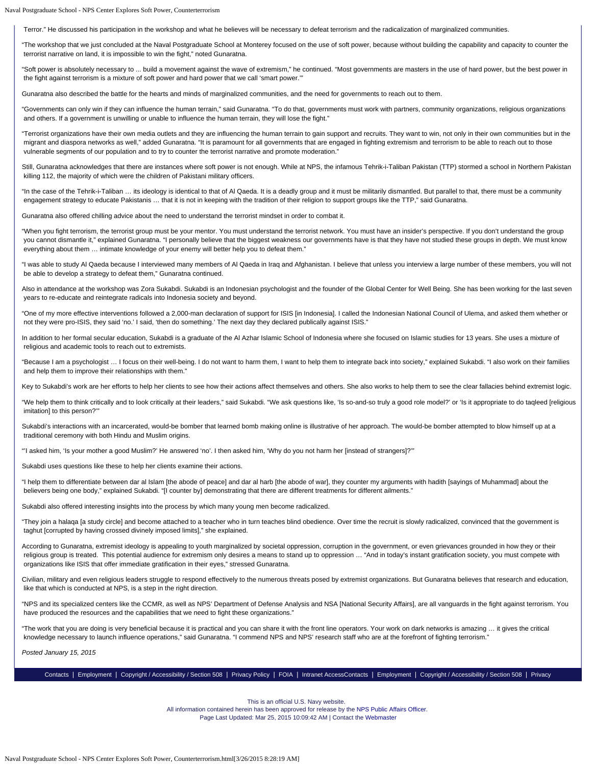Terror." He discussed his participation in the workshop and what he believes will be necessary to defeat terrorism and the radicalization of marginalized communities.

"The workshop that we just concluded at the Naval Postgraduate School at Monterey focused on the use of soft power, because without building the capability and capacity to counter the terrorist narrative on land, it is impossible to win the fight," noted Gunaratna.

"Soft power is absolutely necessary to ... build a movement against the wave of extremism," he continued. "Most governments are masters in the use of hard power, but the best power in the fight against terrorism is a mixture of soft power and hard power that we call 'smart power.'"

Gunaratna also described the battle for the hearts and minds of marginalized communities, and the need for governments to reach out to them.

"Governments can only win if they can influence the human terrain," said Gunaratna. "To do that, governments must work with partners, community organizations, religious organizations and others. If a government is unwilling or unable to influence the human terrain, they will lose the fight."

"Terrorist organizations have their own media outlets and they are influencing the human terrain to gain support and recruits. They want to win, not only in their own communities but in the migrant and diaspora networks as well," added Gunaratna. "It is paramount for all governments that are engaged in fighting extremism and terrorism to be able to reach out to those vulnerable segments of our population and to try to counter the terrorist narrative and promote moderation."

Still, Gunaratna acknowledges that there are instances where soft power is not enough. While at NPS, the infamous Tehrik-i-Taliban Pakistan (TTP) stormed a school in Northern Pakistan killing 112, the majority of which were the children of Pakistani military officers.

"In the case of the Tehrik-i-Taliban … its ideology is identical to that of Al Qaeda. It is a deadly group and it must be militarily dismantled. But parallel to that, there must be a community engagement strategy to educate Pakistanis … that it is not in keeping with the tradition of their religion to support groups like the TTP," said Gunaratna.

Gunaratna also offered chilling advice about the need to understand the terrorist mindset in order to combat it.

"When you fight terrorism, the terrorist group must be your mentor. You must understand the terrorist network. You must have an insider's perspective. If you don't understand the group you cannot dismantle it," explained Gunaratna. "I personally believe that the biggest weakness our governments have is that they have not studied these groups in depth. We must know everything about them … intimate knowledge of your enemy will better help you to defeat them."

"I was able to study Al Qaeda because I interviewed many members of Al Qaeda in Iraq and Afghanistan. I believe that unless you interview a large number of these members, you will not be able to develop a strategy to defeat them," Gunaratna continued.

Also in attendance at the workshop was Zora Sukabdi. Sukabdi is an Indonesian psychologist and the founder of the Global Center for Well Being. She has been working for the last seven years to re-educate and reintegrate radicals into Indonesia society and beyond.

"One of my more effective interventions followed a 2,000-man declaration of support for ISIS [in Indonesia]. I called the Indonesian National Council of Ulema, and asked them whether or not they were pro-ISIS, they said 'no.' I said, 'then do something.' The next day they declared publically against ISIS."

In addition to her formal secular education, Sukabdi is a graduate of the Al Azhar Islamic School of Indonesia where she focused on Islamic studies for 13 years. She uses a mixture of religious and academic tools to reach out to extremists.

"Because I am a psychologist … I focus on their well-being. I do not want to harm them, I want to help them to integrate back into society," explained Sukabdi. "I also work on their families and help them to improve their relationships with them."

Key to Sukabdi's work are her efforts to help her clients to see how their actions affect themselves and others. She also works to help them to see the clear fallacies behind extremist logic.

"We help them to think critically and to look critically at their leaders," said Sukabdi. "We ask questions like, 'Is so-and-so truly a good role model?' or 'Is it appropriate to do taqleed [religious imitation] to this person?'"

Sukabdi's interactions with an incarcerated, would-be bomber that learned bomb making online is illustrative of her approach. The would-be bomber attempted to blow himself up at a traditional ceremony with both Hindu and Muslim origins.

"'I asked him, 'Is your mother a good Muslim?' He answered 'no'. I then asked him, 'Why do you not harm her [instead of strangers]?'"

Sukabdi uses questions like these to help her clients examine their actions.

"I help them to differentiate between dar al Islam [the abode of peace] and dar al harb [the abode of war], they counter my arguments with hadith [sayings of Muhammad] about the believers being one body," explained Sukabdi. "[I counter by] demonstrating that there are different treatments for different ailments."

Sukabdi also offered interesting insights into the process by which many young men become radicalized.

"They join a halaqa [a study circle] and become attached to a teacher who in turn teaches blind obedience. Over time the recruit is slowly radicalized, convinced that the government is taghut [corrupted by having crossed divinely imposed limits]," she explained.

According to Gunaratna, extremist ideology is appealing to youth marginalized by societal oppression, corruption in the government, or even grievances grounded in how they or their religious group is treated. This potential audience for extremism only desires a means to stand up to oppression … "And in today's instant gratification society, you must compete with organizations like ISIS that offer immediate gratification in their eyes," stressed Gunaratna.

Civilian, military and even religious leaders struggle to respond effectively to the numerous threats posed by extremist organizations. But Gunaratna believes that research and education, like that which is conducted at NPS, is a step in the right direction.

"NPS and its specialized centers like the CCMR, as well as NPS' Department of Defense Analysis and NSA [National Security Affairs], are all vanguards in the fight against terrorism. You have produced the resources and the capabilities that we need to fight these organizations."

"The work that you are doing is very beneficial because it is practical and you can share it with the front line operators. Your work on dark networks is amazing … it gives the critical knowledge necessary to launch influence operations," said Gunaratna. "I commend NPS and NPS' research staff who are at the forefront of fighting terrorism."

*Posted January 15, 2015*

Contacts | Employment | Copyright / Accessibility / Section 508 | Privacy Policy | FOIA | Intranet AccessContacts | Employment | Copyright / Accessibility / Section 508 | Privacy

This is an official U.S. Navy website.
All information contained herein has been approved for release by the NPS Public Affairs Officer.
Page Last Updated: Mar 25, 2015 10:09:42 AM | Contact the Webmaster